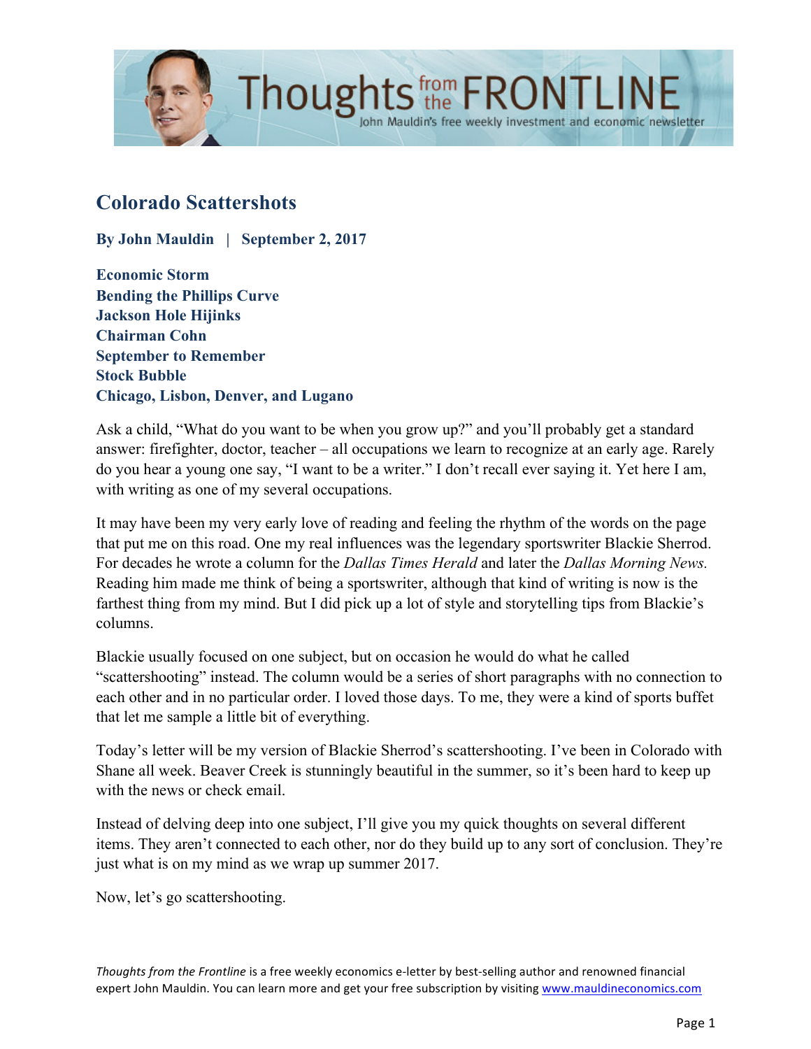# Colorado Scattershots

**By John Mauldin | September 2, 2017**

**Economic Storm**
**Bending the Phillips Curve**
**Jackson Hole Hijinks**
**Chairman Cohn**
**September to Remember**
**Stock Bubble**
**Chicago, Lisbon, Denver, and Lugano**

Ask a child, "What do you want to be when you grow up?" and you'll probably get a standard answer: firefighter, doctor, teacher – all occupations we learn to recognize at an early age. Rarely do you hear a young one say, "I want to be a writer." I don't recall ever saying it. Yet here I am, with writing as one of my several occupations.

It may have been my very early love of reading and feeling the rhythm of the words on the page that put me on this road. One my real influences was the legendary sportswriter Blackie Sherrod. For decades he wrote a column for the *Dallas Times Herald* and later the *Dallas Morning News.* Reading him made me think of being a sportswriter, although that kind of writing is now is the farthest thing from my mind. But I did pick up a lot of style and storytelling tips from Blackie's columns.

Blackie usually focused on one subject, but on occasion he would do what he called "scattershooting" instead. The column would be a series of short paragraphs with no connection to each other and in no particular order. I loved those days. To me, they were a kind of sports buffet that let me sample a little bit of everything.

Today's letter will be my version of Blackie Sherrod's scattershooting. I've been in Colorado with Shane all week. Beaver Creek is stunningly beautiful in the summer, so it's been hard to keep up with the news or check email.

Instead of delving deep into one subject, I'll give you my quick thoughts on several different items. They aren't connected to each other, nor do they build up to any sort of conclusion. They're just what is on my mind as we wrap up summer 2017.

Now, let's go scattershooting.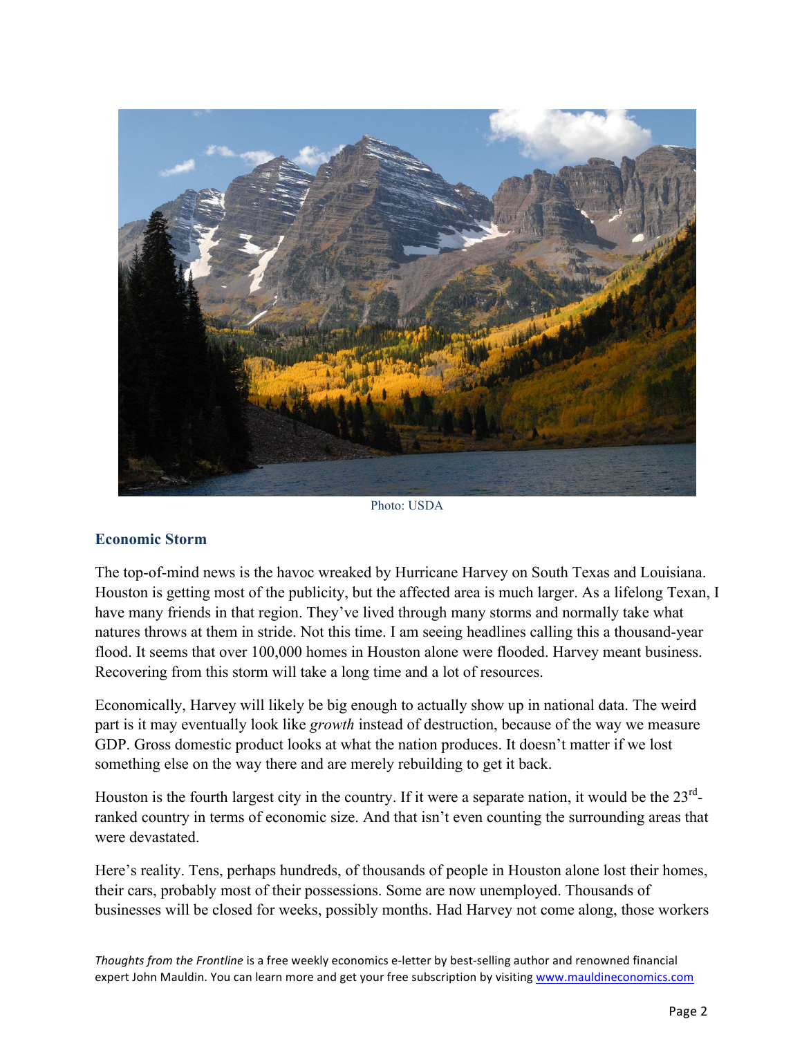Photo: USDA

## Economic Storm

The top-of-mind news is the havoc wreaked by Hurricane Harvey on South Texas and Louisiana. Houston is getting most of the publicity, but the affected area is much larger. As a lifelong Texan, I have many friends in that region. They've lived through many storms and normally take what natures throws at them in stride. Not this time. I am seeing headlines calling this a thousand-year flood. It seems that over 100,000 homes in Houston alone were flooded. Harvey meant business. Recovering from this storm will take a long time and a lot of resources.

Economically, Harvey will likely be big enough to actually show up in national data. The weird part is it may eventually look like *growth* instead of destruction, because of the way we measure GDP. Gross domestic product looks at what the nation produces. It doesn't matter if we lost something else on the way there and are merely rebuilding to get it back.

Houston is the fourth largest city in the country. If it were a separate nation, it would be the 23rd-ranked country in terms of economic size. And that isn't even counting the surrounding areas that were devastated.

Here's reality. Tens, perhaps hundreds, of thousands of people in Houston alone lost their homes, their cars, probably most of their possessions. Some are now unemployed. Thousands of businesses will be closed for weeks, possibly months. Had Harvey not come along, those workers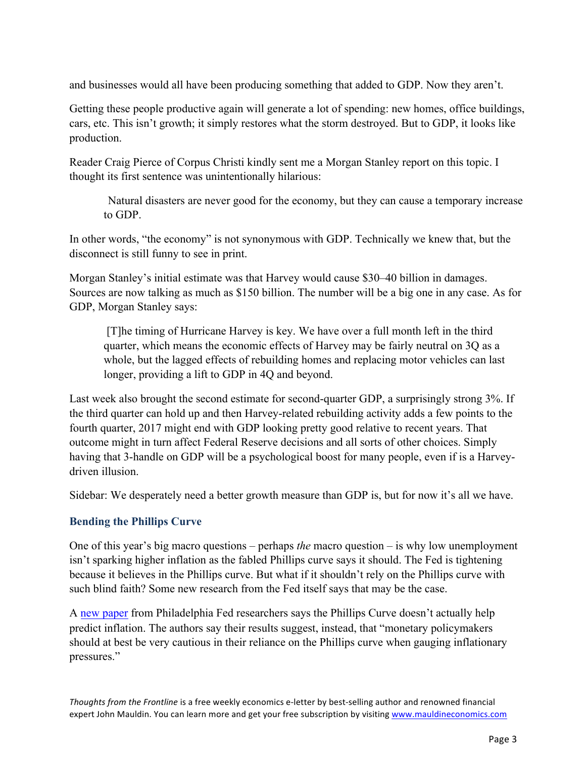and businesses would all have been producing something that added to GDP. Now they aren't.

Getting these people productive again will generate a lot of spending: new homes, office buildings, cars, etc. This isn't growth; it simply restores what the storm destroyed. But to GDP, it looks like production.

Reader Craig Pierce of Corpus Christi kindly sent me a Morgan Stanley report on this topic. I thought its first sentence was unintentionally hilarious:

> Natural disasters are never good for the economy, but they can cause a temporary increase to GDP.

In other words, "the economy" is not synonymous with GDP. Technically we knew that, but the disconnect is still funny to see in print.

Morgan Stanley's initial estimate was that Harvey would cause $30–40 billion in damages. Sources are now talking as much as $150 billion. The number will be a big one in any case. As for GDP, Morgan Stanley says:

> [T]he timing of Hurricane Harvey is key. We have over a full month left in the third quarter, which means the economic effects of Harvey may be fairly neutral on 3Q as a whole, but the lagged effects of rebuilding homes and replacing motor vehicles can last longer, providing a lift to GDP in 4Q and beyond.

Last week also brought the second estimate for second-quarter GDP, a surprisingly strong 3%. If the third quarter can hold up and then Harvey-related rebuilding activity adds a few points to the fourth quarter, 2017 might end with GDP looking pretty good relative to recent years. That outcome might in turn affect Federal Reserve decisions and all sorts of other choices. Simply having that 3-handle on GDP will be a psychological boost for many people, even if is a Harvey-driven illusion.

Sidebar: We desperately need a better growth measure than GDP is, but for now it's all we have.

## Bending the Phillips Curve

One of this year's big macro questions – perhaps *the* macro question – is why low unemployment isn't sparking higher inflation as the fabled Phillips curve says it should. The Fed is tightening because it believes in the Phillips curve. But what if it shouldn't rely on the Phillips curve with such blind faith? Some new research from the Fed itself says that may be the case.

A new paper from Philadelphia Fed researchers says the Phillips Curve doesn't actually help predict inflation. The authors say their results suggest, instead, that "monetary policymakers should at best be very cautious in their reliance on the Phillips curve when gauging inflationary pressures."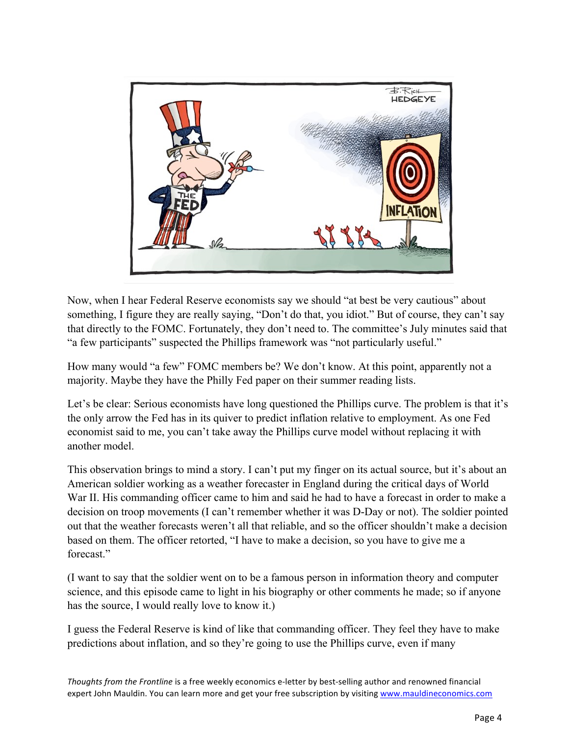Now, when I hear Federal Reserve economists say we should "at best be very cautious" about something, I figure they are really saying, "Don't do that, you idiot." But of course, they can't say that directly to the FOMC. Fortunately, they don't need to. The committee's July minutes said that "a few participants" suspected the Phillips framework was "not particularly useful."

How many would "a few" FOMC members be? We don't know. At this point, apparently not a majority. Maybe they have the Philly Fed paper on their summer reading lists.

Let's be clear: Serious economists have long questioned the Phillips curve. The problem is that it's the only arrow the Fed has in its quiver to predict inflation relative to employment. As one Fed economist said to me, you can't take away the Phillips curve model without replacing it with another model.

This observation brings to mind a story. I can't put my finger on its actual source, but it's about an American soldier working as a weather forecaster in England during the critical days of World War II. His commanding officer came to him and said he had to have a forecast in order to make a decision on troop movements (I can't remember whether it was D-Day or not). The soldier pointed out that the weather forecasts weren't all that reliable, and so the officer shouldn't make a decision based on them. The officer retorted, "I have to make a decision, so you have to give me a forecast."

(I want to say that the soldier went on to be a famous person in information theory and computer science, and this episode came to light in his biography or other comments he made; so if anyone has the source, I would really love to know it.)

I guess the Federal Reserve is kind of like that commanding officer. They feel they have to make predictions about inflation, and so they're going to use the Phillips curve, even if many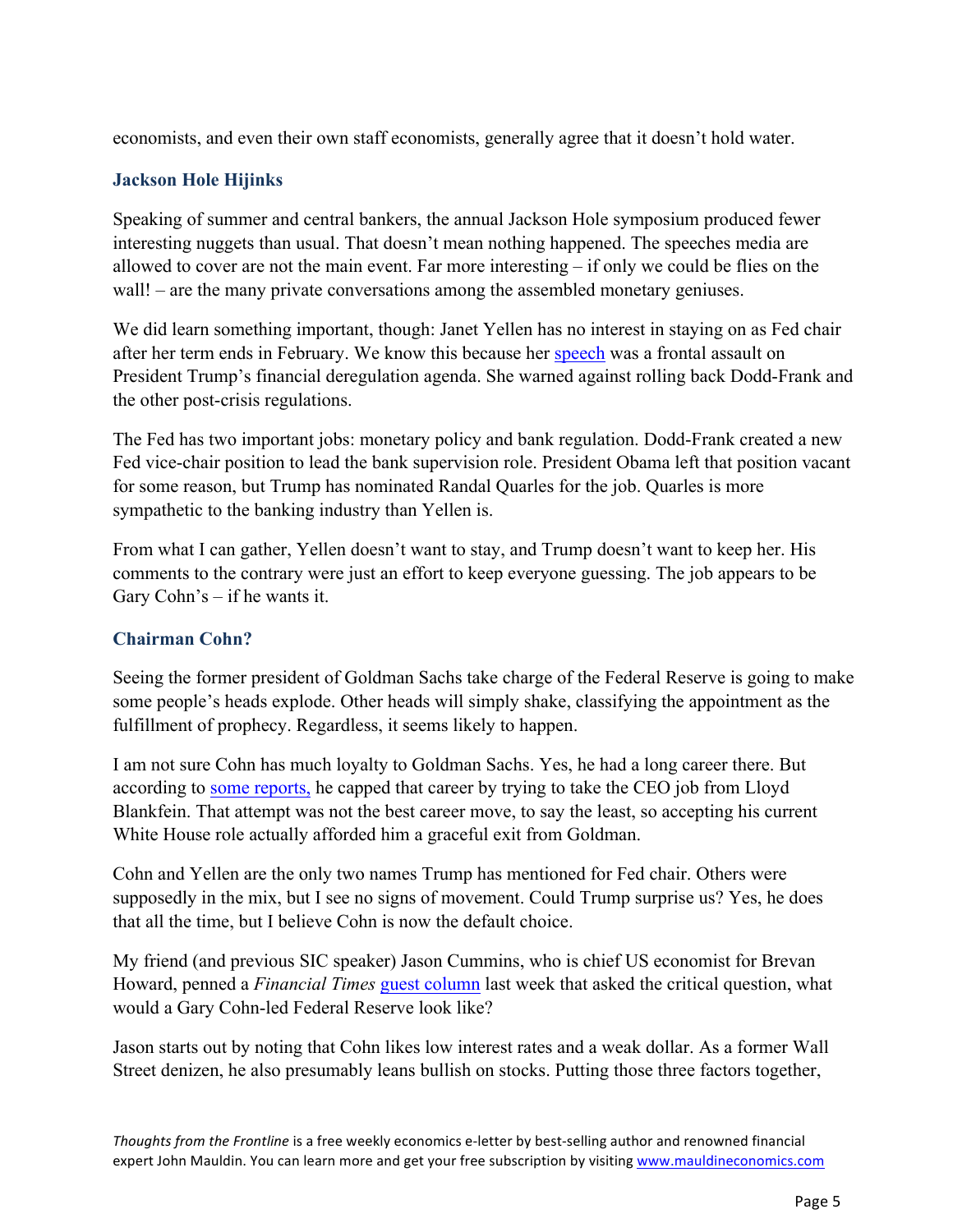economists, and even their own staff economists, generally agree that it doesn't hold water.

### Jackson Hole Hijinks

Speaking of summer and central bankers, the annual Jackson Hole symposium produced fewer interesting nuggets than usual. That doesn't mean nothing happened. The speeches media are allowed to cover are not the main event. Far more interesting – if only we could be flies on the wall! – are the many private conversations among the assembled monetary geniuses.

We did learn something important, though: Janet Yellen has no interest in staying on as Fed chair after her term ends in February. We know this because her speech was a frontal assault on President Trump's financial deregulation agenda. She warned against rolling back Dodd-Frank and the other post-crisis regulations.

The Fed has two important jobs: monetary policy and bank regulation. Dodd-Frank created a new Fed vice-chair position to lead the bank supervision role. President Obama left that position vacant for some reason, but Trump has nominated Randal Quarles for the job. Quarles is more sympathetic to the banking industry than Yellen is.

From what I can gather, Yellen doesn't want to stay, and Trump doesn't want to keep her. His comments to the contrary were just an effort to keep everyone guessing. The job appears to be Gary Cohn's – if he wants it.

### Chairman Cohn?

Seeing the former president of Goldman Sachs take charge of the Federal Reserve is going to make some people's heads explode. Other heads will simply shake, classifying the appointment as the fulfillment of prophecy. Regardless, it seems likely to happen.

I am not sure Cohn has much loyalty to Goldman Sachs. Yes, he had a long career there. But according to some reports, he capped that career by trying to take the CEO job from Lloyd Blankfein. That attempt was not the best career move, to say the least, so accepting his current White House role actually afforded him a graceful exit from Goldman.

Cohn and Yellen are the only two names Trump has mentioned for Fed chair. Others were supposedly in the mix, but I see no signs of movement. Could Trump surprise us? Yes, he does that all the time, but I believe Cohn is now the default choice.

My friend (and previous SIC speaker) Jason Cummins, who is chief US economist for Brevan Howard, penned a *Financial Times* guest column last week that asked the critical question, what would a Gary Cohn-led Federal Reserve look like?

Jason starts out by noting that Cohn likes low interest rates and a weak dollar. As a former Wall Street denizen, he also presumably leans bullish on stocks. Putting those three factors together,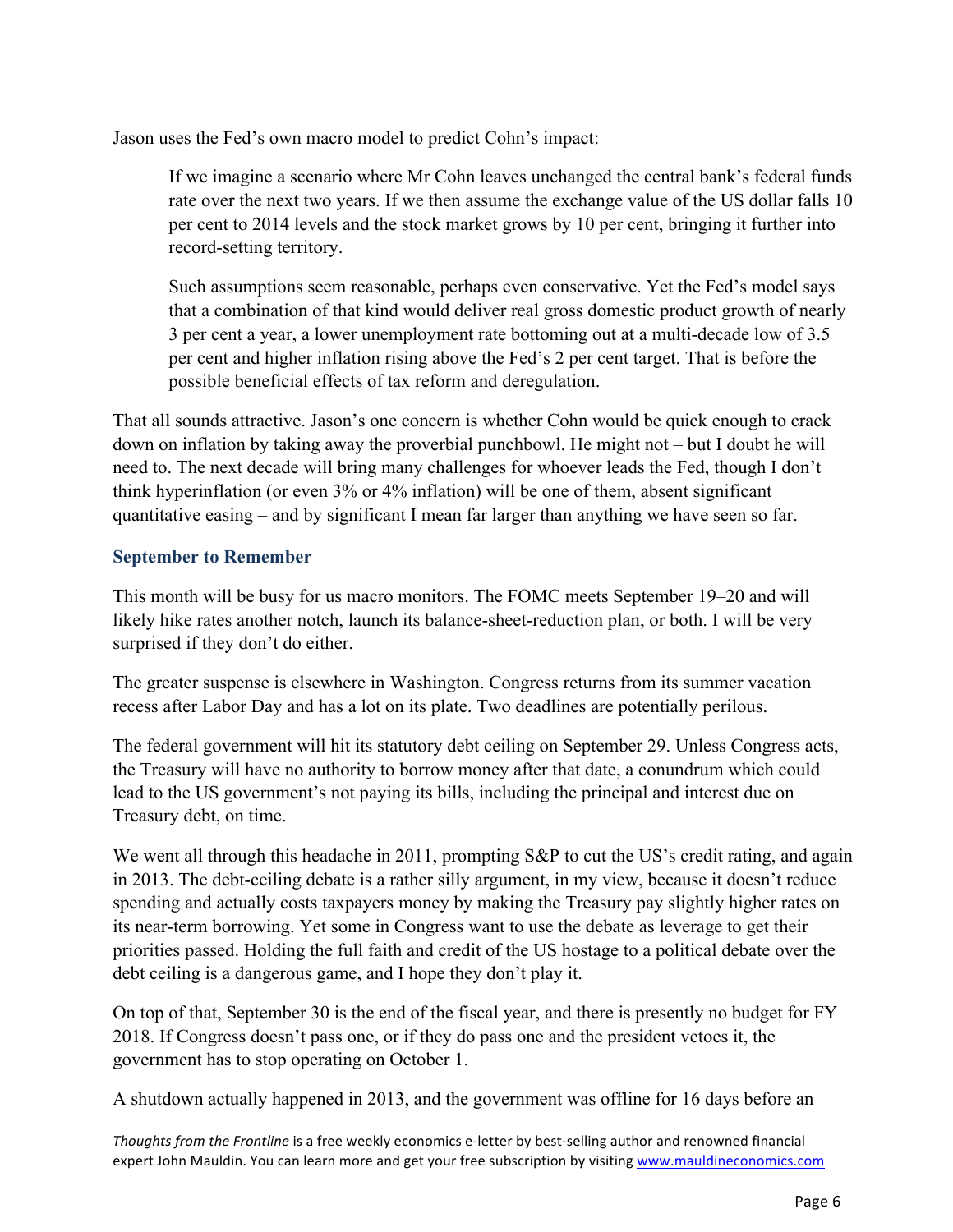Jason uses the Fed's own macro model to predict Cohn's impact:

> If we imagine a scenario where Mr Cohn leaves unchanged the central bank's federal funds rate over the next two years. If we then assume the exchange value of the US dollar falls 10 per cent to 2014 levels and the stock market grows by 10 per cent, bringing it further into record-setting territory.
>
> Such assumptions seem reasonable, perhaps even conservative. Yet the Fed's model says that a combination of that kind would deliver real gross domestic product growth of nearly 3 per cent a year, a lower unemployment rate bottoming out at a multi-decade low of 3.5 per cent and higher inflation rising above the Fed's 2 per cent target. That is before the possible beneficial effects of tax reform and deregulation.

That all sounds attractive. Jason's one concern is whether Cohn would be quick enough to crack down on inflation by taking away the proverbial punchbowl. He might not – but I doubt he will need to. The next decade will bring many challenges for whoever leads the Fed, though I don't think hyperinflation (or even 3% or 4% inflation) will be one of them, absent significant quantitative easing – and by significant I mean far larger than anything we have seen so far.

### September to Remember

This month will be busy for us macro monitors. The FOMC meets September 19–20 and will likely hike rates another notch, launch its balance-sheet-reduction plan, or both. I will be very surprised if they don't do either.

The greater suspense is elsewhere in Washington. Congress returns from its summer vacation recess after Labor Day and has a lot on its plate. Two deadlines are potentially perilous.

The federal government will hit its statutory debt ceiling on September 29. Unless Congress acts, the Treasury will have no authority to borrow money after that date, a conundrum which could lead to the US government's not paying its bills, including the principal and interest due on Treasury debt, on time.

We went all through this headache in 2011, prompting S&P to cut the US's credit rating, and again in 2013. The debt-ceiling debate is a rather silly argument, in my view, because it doesn't reduce spending and actually costs taxpayers money by making the Treasury pay slightly higher rates on its near-term borrowing. Yet some in Congress want to use the debate as leverage to get their priorities passed. Holding the full faith and credit of the US hostage to a political debate over the debt ceiling is a dangerous game, and I hope they don't play it.

On top of that, September 30 is the end of the fiscal year, and there is presently no budget for FY 2018. If Congress doesn't pass one, or if they do pass one and the president vetoes it, the government has to stop operating on October 1.

A shutdown actually happened in 2013, and the government was offline for 16 days before an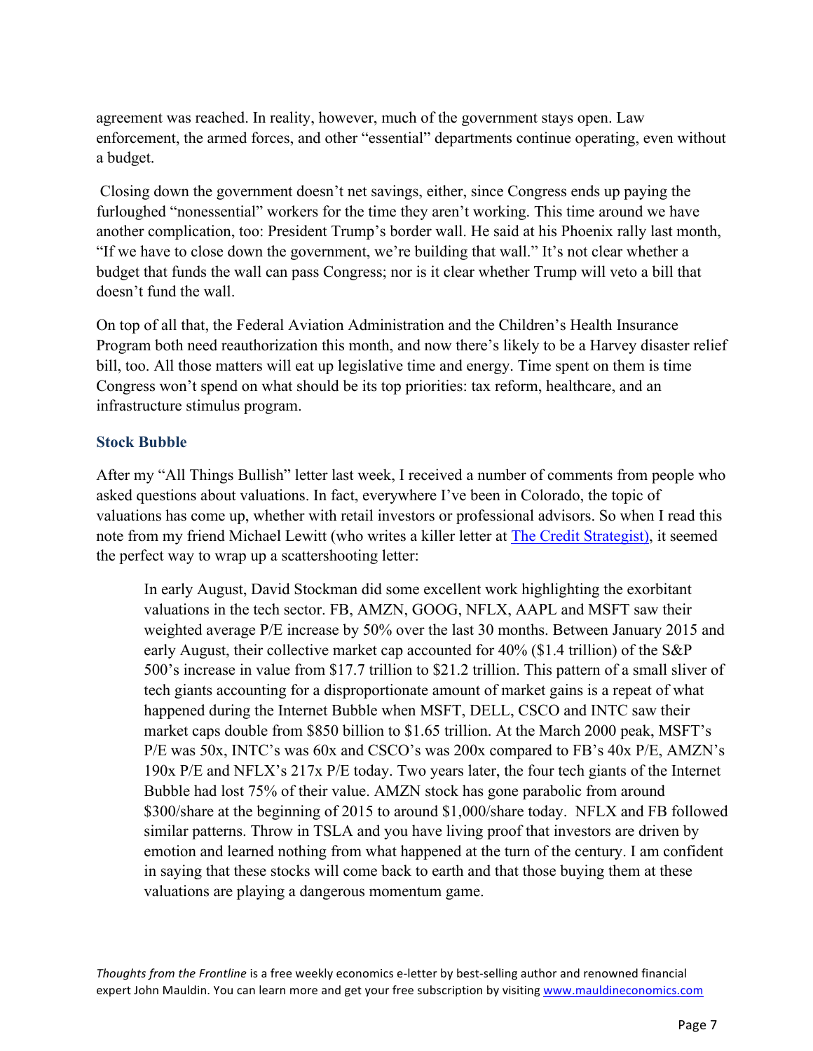agreement was reached. In reality, however, much of the government stays open. Law enforcement, the armed forces, and other "essential" departments continue operating, even without a budget.

Closing down the government doesn't net savings, either, since Congress ends up paying the furloughed "nonessential" workers for the time they aren't working. This time around we have another complication, too: President Trump's border wall. He said at his Phoenix rally last month, "If we have to close down the government, we're building that wall." It's not clear whether a budget that funds the wall can pass Congress; nor is it clear whether Trump will veto a bill that doesn't fund the wall.

On top of all that, the Federal Aviation Administration and the Children's Health Insurance Program both need reauthorization this month, and now there's likely to be a Harvey disaster relief bill, too. All those matters will eat up legislative time and energy. Time spent on them is time Congress won't spend on what should be its top priorities: tax reform, healthcare, and an infrastructure stimulus program.

### Stock Bubble

After my "All Things Bullish" letter last week, I received a number of comments from people who asked questions about valuations. In fact, everywhere I've been in Colorado, the topic of valuations has come up, whether with retail investors or professional advisors. So when I read this note from my friend Michael Lewitt (who writes a killer letter at The Credit Strategist), it seemed the perfect way to wrap up a scattershooting letter:

> In early August, David Stockman did some excellent work highlighting the exorbitant valuations in the tech sector. FB, AMZN, GOOG, NFLX, AAPL and MSFT saw their weighted average P/E increase by 50% over the last 30 months. Between January 2015 and early August, their collective market cap accounted for 40% ($1.4 trillion) of the S&P 500's increase in value from $17.7 trillion to $21.2 trillion. This pattern of a small sliver of tech giants accounting for a disproportionate amount of market gains is a repeat of what happened during the Internet Bubble when MSFT, DELL, CSCO and INTC saw their market caps double from $850 billion to $1.65 trillion. At the March 2000 peak, MSFT's P/E was 50x, INTC's was 60x and CSCO's was 200x compared to FB's 40x P/E, AMZN's 190x P/E and NFLX's 217x P/E today. Two years later, the four tech giants of the Internet Bubble had lost 75% of their value. AMZN stock has gone parabolic from around $300/share at the beginning of 2015 to around $1,000/share today. NFLX and FB followed similar patterns. Throw in TSLA and you have living proof that investors are driven by emotion and learned nothing from what happened at the turn of the century. I am confident in saying that these stocks will come back to earth and that those buying them at these valuations are playing a dangerous momentum game.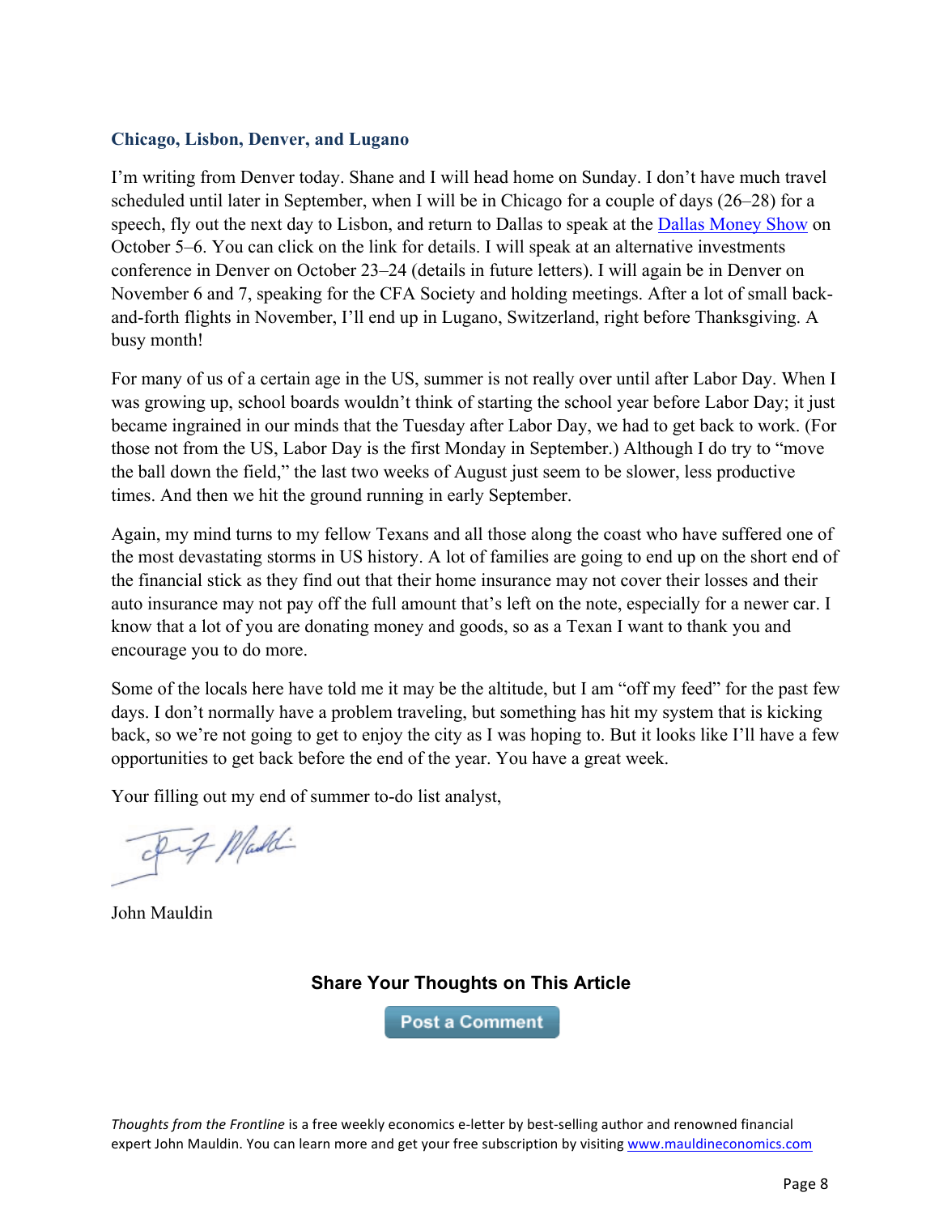### Chicago, Lisbon, Denver, and Lugano

I'm writing from Denver today. Shane and I will head home on Sunday. I don't have much travel scheduled until later in September, when I will be in Chicago for a couple of days (26–28) for a speech, fly out the next day to Lisbon, and return to Dallas to speak at the [Dallas Money Show](#) on October 5–6. You can click on the link for details. I will speak at an alternative investments conference in Denver on October 23–24 (details in future letters). I will again be in Denver on November 6 and 7, speaking for the CFA Society and holding meetings. After a lot of small back-and-forth flights in November, I'll end up in Lugano, Switzerland, right before Thanksgiving. A busy month!

For many of us of a certain age in the US, summer is not really over until after Labor Day. When I was growing up, school boards wouldn't think of starting the school year before Labor Day; it just became ingrained in our minds that the Tuesday after Labor Day, we had to get back to work. (For those not from the US, Labor Day is the first Monday in September.) Although I do try to "move the ball down the field," the last two weeks of August just seem to be slower, less productive times. And then we hit the ground running in early September.

Again, my mind turns to my fellow Texans and all those along the coast who have suffered one of the most devastating storms in US history. A lot of families are going to end up on the short end of the financial stick as they find out that their home insurance may not cover their losses and their auto insurance may not pay off the full amount that's left on the note, especially for a newer car. I know that a lot of you are donating money and goods, so as a Texan I want to thank you and encourage you to do more.

Some of the locals here have told me it may be the altitude, but I am "off my feed" for the past few days. I don't normally have a problem traveling, but something has hit my system that is kicking back, so we're not going to get to enjoy the city as I was hoping to. But it looks like I'll have a few opportunities to get back before the end of the year. You have a great week.

Your filling out my end of summer to-do list analyst,

John Mauldin

**Share Your Thoughts on This Article**

Post a Comment

*Thoughts from the Frontline* is a free weekly economics e-letter by best-selling author and renowned financial expert John Mauldin. You can learn more and get your free subscription by visiting [www.mauldineconomics.com](http://www.mauldineconomics.com)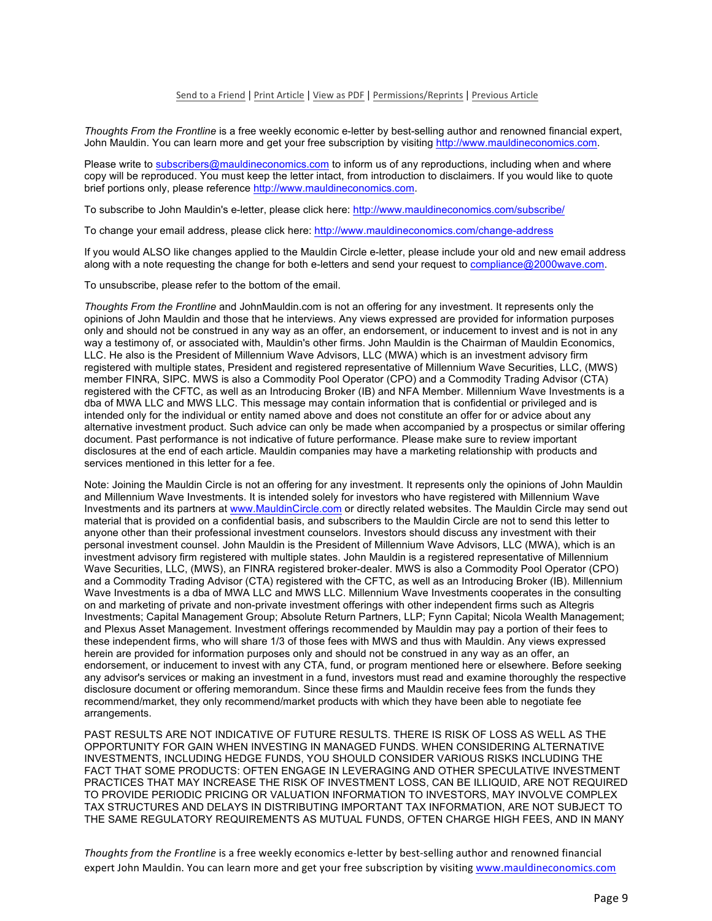[Send to a Friend](#) | [Print Article](#) | [View as PDF](#) | [Permissions/Reprints](#) | [Previous Article](#)

*Thoughts From the Frontline* is a free weekly economic e-letter by best-selling author and renowned financial expert, John Mauldin. You can learn more and get your free subscription by visiting http://www.mauldineconomics.com.

Please write to subscribers@mauldineconomics.com to inform us of any reproductions, including when and where copy will be reproduced. You must keep the letter intact, from introduction to disclaimers. If you would like to quote brief portions only, please reference http://www.mauldineconomics.com.

To subscribe to John Mauldin's e-letter, please click here: http://www.mauldineconomics.com/subscribe/

To change your email address, please click here: http://www.mauldineconomics.com/change-address

If you would ALSO like changes applied to the Mauldin Circle e-letter, please include your old and new email address along with a note requesting the change for both e-letters and send your request to compliance@2000wave.com.

To unsubscribe, please refer to the bottom of the email.

*Thoughts From the Frontline* and JohnMauldin.com is not an offering for any investment. It represents only the opinions of John Mauldin and those that he interviews. Any views expressed are provided for information purposes only and should not be construed in any way as an offer, an endorsement, or inducement to invest and is not in any way a testimony of, or associated with, Mauldin's other firms. John Mauldin is the Chairman of Mauldin Economics, LLC. He also is the President of Millennium Wave Advisors, LLC (MWA) which is an investment advisory firm registered with multiple states, President and registered representative of Millennium Wave Securities, LLC, (MWS) member FINRA, SIPC. MWS is also a Commodity Pool Operator (CPO) and a Commodity Trading Advisor (CTA) registered with the CFTC, as well as an Introducing Broker (IB) and NFA Member. Millennium Wave Investments is a dba of MWA LLC and MWS LLC. This message may contain information that is confidential or privileged and is intended only for the individual or entity named above and does not constitute an offer for or advice about any alternative investment product. Such advice can only be made when accompanied by a prospectus or similar offering document. Past performance is not indicative of future performance. Please make sure to review important disclosures at the end of each article. Mauldin companies may have a marketing relationship with products and services mentioned in this letter for a fee.

Note: Joining the Mauldin Circle is not an offering for any investment. It represents only the opinions of John Mauldin and Millennium Wave Investments. It is intended solely for investors who have registered with Millennium Wave Investments and its partners at www.MauldinCircle.com or directly related websites. The Mauldin Circle may send out material that is provided on a confidential basis, and subscribers to the Mauldin Circle are not to send this letter to anyone other than their professional investment counselors. Investors should discuss any investment with their personal investment counsel. John Mauldin is the President of Millennium Wave Advisors, LLC (MWA), which is an investment advisory firm registered with multiple states. John Mauldin is a registered representative of Millennium Wave Securities, LLC, (MWS), an FINRA registered broker-dealer. MWS is also a Commodity Pool Operator (CPO) and a Commodity Trading Advisor (CTA) registered with the CFTC, as well as an Introducing Broker (IB). Millennium Wave Investments is a dba of MWA LLC and MWS LLC. Millennium Wave Investments cooperates in the consulting on and marketing of private and non-private investment offerings with other independent firms such as Altegris Investments; Capital Management Group; Absolute Return Partners, LLP; Fynn Capital; Nicola Wealth Management; and Plexus Asset Management. Investment offerings recommended by Mauldin may pay a portion of their fees to these independent firms, who will share 1/3 of those fees with MWS and thus with Mauldin. Any views expressed herein are provided for information purposes only and should not be construed in any way as an offer, an endorsement, or inducement to invest with any CTA, fund, or program mentioned here or elsewhere. Before seeking any advisor's services or making an investment in a fund, investors must read and examine thoroughly the respective disclosure document or offering memorandum. Since these firms and Mauldin receive fees from the funds they recommend/market, they only recommend/market products with which they have been able to negotiate fee arrangements.

PAST RESULTS ARE NOT INDICATIVE OF FUTURE RESULTS. THERE IS RISK OF LOSS AS WELL AS THE OPPORTUNITY FOR GAIN WHEN INVESTING IN MANAGED FUNDS. WHEN CONSIDERING ALTERNATIVE INVESTMENTS, INCLUDING HEDGE FUNDS, YOU SHOULD CONSIDER VARIOUS RISKS INCLUDING THE FACT THAT SOME PRODUCTS: OFTEN ENGAGE IN LEVERAGING AND OTHER SPECULATIVE INVESTMENT PRACTICES THAT MAY INCREASE THE RISK OF INVESTMENT LOSS, CAN BE ILLIQUID, ARE NOT REQUIRED TO PROVIDE PERIODIC PRICING OR VALUATION INFORMATION TO INVESTORS, MAY INVOLVE COMPLEX TAX STRUCTURES AND DELAYS IN DISTRIBUTING IMPORTANT TAX INFORMATION, ARE NOT SUBJECT TO THE SAME REGULATORY REQUIREMENTS AS MUTUAL FUNDS, OFTEN CHARGE HIGH FEES, AND IN MANY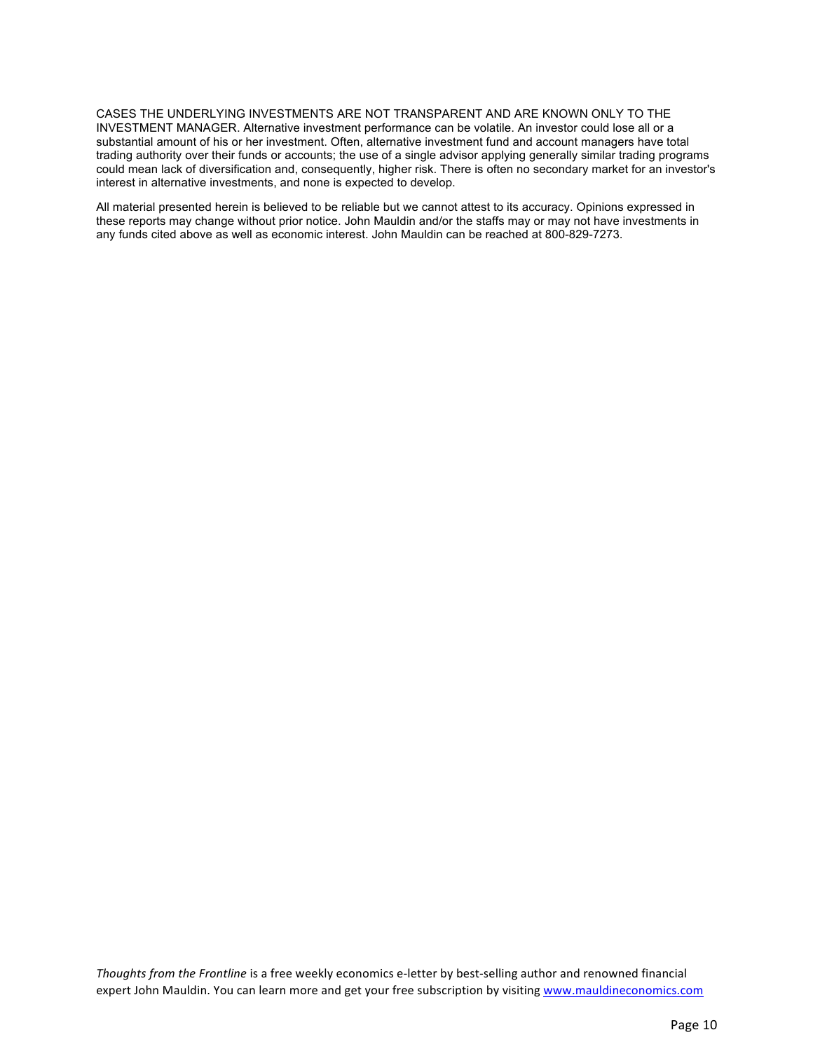CASES THE UNDERLYING INVESTMENTS ARE NOT TRANSPARENT AND ARE KNOWN ONLY TO THE INVESTMENT MANAGER. Alternative investment performance can be volatile. An investor could lose all or a substantial amount of his or her investment. Often, alternative investment fund and account managers have total trading authority over their funds or accounts; the use of a single advisor applying generally similar trading programs could mean lack of diversification and, consequently, higher risk. There is often no secondary market for an investor's interest in alternative investments, and none is expected to develop.

All material presented herein is believed to be reliable but we cannot attest to its accuracy. Opinions expressed in these reports may change without prior notice. John Mauldin and/or the staffs may or may not have investments in any funds cited above as well as economic interest. John Mauldin can be reached at 800-829-7273.